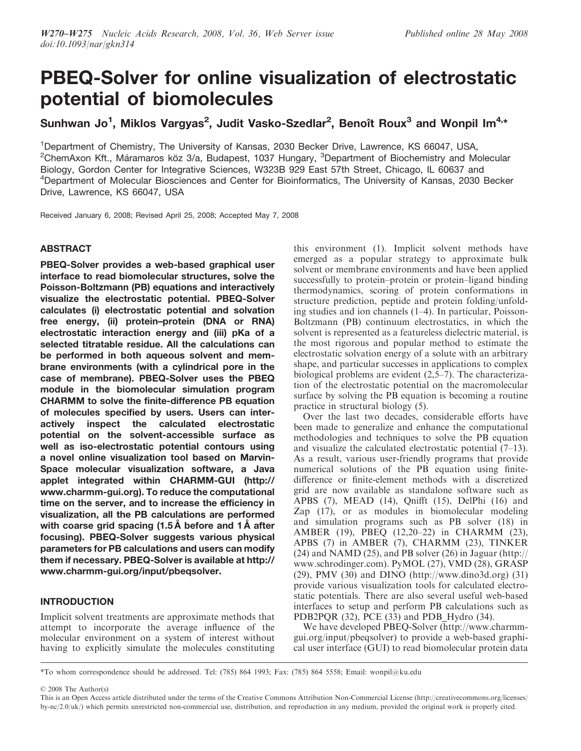# PBEQ-Solver for online visualization of electrostatic potential of biomolecules

Sunhwan Jo[1], Miklos Vargyas[2], Judit Vasko-Szedlar[2], Benoît Roux[3] and Wonpil Im[4,*]

[1]Department of Chemistry, The University of Kansas, 2030 Becker Drive, Lawrence, KS 66047, USA, [2]ChemAxon Kft., Máramaros köz 3/a, Budapest, 1037 Hungary, [3]Department of Biochemistry and Molecular Biology, Gordon Center for Integrative Sciences, W323B 929 East 57th Street, Chicago, IL 60637 and [4]Department of Molecular Biosciences and Center for Bioinformatics, The University of Kansas, 2030 Becker Drive, Lawrence, KS 66047, USA

Received January 6, 2008; Revised April 25, 2008; Accepted May 7, 2008

## ABSTRACT

**PBEQ-Solver provides a web-based graphical user interface to read biomolecular structures, solve the Poisson-Boltzmann (PB) equations and interactively visualize the electrostatic potential. PBEQ-Solver calculates (i) electrostatic potential and solvation free energy, (ii) protein–protein (DNA or RNA) electrostatic interaction energy and (iii) pKa of a selected titratable residue. All the calculations can be performed in both aqueous solvent and membrane environments (with a cylindrical pore in the case of membrane). PBEQ-Solver uses the PBEQ module in the biomolecular simulation program CHARMM to solve the finite-difference PB equation of molecules specified by users. Users can interactively inspect the calculated electrostatic potential on the solvent-accessible surface as well as iso-electrostatic potential contours using a novel online visualization tool based on Marvin-Space molecular visualization software, a Java applet integrated within CHARMM-GUI (http://www.charmm-gui.org). To reduce the computational time on the server, and to increase the efficiency in visualization, all the PB calculations are performed with coarse grid spacing (1.5 Å before and 1 Å after focusing). PBEQ-Solver suggests various physical parameters for PB calculations and users can modify them if necessary. PBEQ-Solver is available at http://www.charmm-gui.org/input/pbeqsolver.**

## INTRODUCTION

Implicit solvent treatments are approximate methods that attempt to incorporate the average influence of the molecular environment on a system of interest without having to explicitly simulate the molecules constituting this environment (1). Implicit solvent methods have emerged as a popular strategy to approximate bulk solvent or membrane environments and have been applied successfully to protein–protein or protein–ligand binding thermodynamics, scoring of protein conformations in structure prediction, peptide and protein folding/unfolding studies and ion channels (1–4). In particular, Poisson-Boltzmann (PB) continuum electrostatics, in which the solvent is represented as a featureless dielectric material, is the most rigorous and popular method to estimate the electrostatic solvation energy of a solute with an arbitrary shape, and particular successes in applications to complex biological problems are evident (2,5–7). The characterization of the electrostatic potential on the macromolecular surface by solving the PB equation is becoming a routine practice in structural biology (5).

Over the last two decades, considerable efforts have been made to generalize and enhance the computational methodologies and techniques to solve the PB equation and visualize the calculated electrostatic potential (7–13). As a result, various user-friendly programs that provide numerical solutions of the PB equation using finite-difference or finite-element methods with a discretized grid are now available as standalone software such as APBS (7), MEAD (14), Qnifft (15), DelPhi (16) and Zap (17), or as modules in biomolecular modeling and simulation programs such as PB solver (18) in AMBER (19), PBEQ (12,20–22) in CHARMM (23), APBS (7) in AMBER (7), CHARMM (23), TINKER (24) and NAMD (25), and PB solver (26) in Jaguar (http://www.schrodinger.com). PyMOL (27), VMD (28), GRASP (29), PMV (30) and DINO (http://www.dino3d.org) (31) provide various visualization tools for calculated electrostatic potentials. There are also several useful web-based interfaces to setup and perform PB calculations such as PDB2PQR (32), PCE (33) and PDB_Hydro (34).

We have developed PBEQ-Solver (http://www.charmm-gui.org/input/pbeqsolver) to provide a web-based graphical user interface (GUI) to read biomolecular protein data

*To whom correspondence should be addressed. Tel: (785) 864 1993; Fax: (785) 864 5558; Email: wonpil@ku.edu

© 2008 The Author(s)

This is an Open Access article distributed under the terms of the Creative Commons Attribution Non-Commercial License (http://creativecommons.org/licenses/by-nc/2.0/uk/) which permits unrestricted non-commercial use, distribution, and reproduction in any medium, provided the original work is properly cited.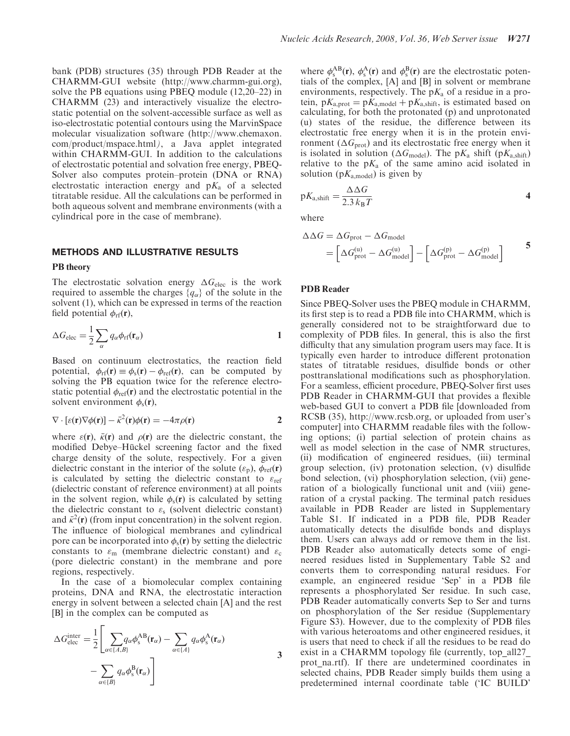bank (PDB) structures (35) through PDB Reader at the CHARMM-GUI website (http://www.charmm-gui.org), solve the PB equations using PBEQ module (12,20–22) in CHARMM (23) and interactively visualize the electrostatic potential on the solvent-accessible surface as well as iso-electrostatic potential contours using the MarvinSpace molecular visualization software (http://www.chemaxon.com/product/mspace.html), a Java applet integrated within CHARMM-GUI. In addition to the calculations of electrostatic potential and solvation free energy, PBEQ-Solver also computes protein–protein (DNA or RNA) electrostatic interaction energy and $pK_a$ of a selected titratable residue. All the calculations can be performed in both aqueous solvent and membrane environments (with a cylindrical pore in the case of membrane).

## METHODS AND ILLUSTRATIVE RESULTS

### PB theory

The electrostatic solvation energy $\Delta G_{elec}$ is the work required to assemble the charges $\{q_\alpha\}$ of the solute in the solvent (1), which can be expressed in terms of the reaction field potential $\phi_{rf}(\mathbf{r})$,

$$\Delta G_{elec} = \frac{1}{2}\sum_{\alpha} q_\alpha \phi_{rf}(\mathbf{r}_\alpha) \qquad \mathbf{1}$$

Based on continuum electrostatics, the reaction field potential, $\phi_{rf}(\mathbf{r}) \equiv \phi_s(\mathbf{r}) - \phi_{ref}(\mathbf{r})$, can be computed by solving the PB equation twice for the reference electrostatic potential $\phi_{ref}(\mathbf{r})$ and the electrostatic potential in the solvent environment $\phi_s(\mathbf{r})$,

$$\nabla \cdot [\varepsilon(\mathbf{r})\nabla\phi(\mathbf{r})] - \bar{\kappa}^2(\mathbf{r})\phi(\mathbf{r}) = -4\pi\rho(\mathbf{r}) \qquad \mathbf{2}$$

where $\varepsilon(\mathbf{r})$, $\bar{\kappa}(\mathbf{r})$ and $\rho(\mathbf{r})$ are the dielectric constant, the modified Debye–Hückel screening factor and the fixed charge density of the solute, respectively. For a given dielectric constant in the interior of the solute ($\varepsilon_p$), $\phi_{ref}(\mathbf{r})$ is calculated by setting the dielectric constant to $\varepsilon_{ref}$ (dielectric constant of reference environment) at all points in the solvent region, while $\phi_s(\mathbf{r})$ is calculated by setting the dielectric constant to $\varepsilon_s$ (solvent dielectric constant) and $\bar{\kappa}^2(\mathbf{r})$ (from input concentration) in the solvent region. The influence of biological membranes and cylindrical pore can be incorporated into $\phi_s(\mathbf{r})$ by setting the dielectric constants to $\varepsilon_m$ (membrane dielectric constant) and $\varepsilon_c$ (pore dielectric constant) in the membrane and pore regions, respectively.

In the case of a biomolecular complex containing proteins, DNA and RNA, the electrostatic interaction energy in solvent between a selected chain [A] and the rest [B] in the complex can be computed as

$$\Delta G_{elec}^{inter} = \frac{1}{2}\left[\sum_{\alpha\in\{A,B\}} q_\alpha \phi_s^{AB}(\mathbf{r}_\alpha) - \sum_{\alpha\in\{A\}} q_\alpha \phi_s^{A}(\mathbf{r}_\alpha) - \sum_{\alpha\in\{B\}} q_\alpha \phi_s^{B}(\mathbf{r}_\alpha)\right] \qquad \mathbf{3}$$

where $\phi_s^{AB}(\mathbf{r})$, $\phi_s^{A}(\mathbf{r})$ and $\phi_s^{B}(\mathbf{r})$ are the electrostatic potentials of the complex, [A] and [B] in solvent or membrane environments, respectively. The $pK_a$ of a residue in a protein, $pK_{a,prot} = pK_{a,model} + pK_{a,shift}$, is estimated based on calculating, for both the protonated (p) and unprotonated (u) states of the residue, the difference between its electrostatic free energy when it is in the protein environment ($\Delta G_{prot}$) and its electrostatic free energy when it is isolated in solution ($\Delta G_{model}$). The $pK_a$ shift ($pK_{a,shift}$) relative to the $pK_a$ of the same amino acid isolated in solution ($pK_{a,model}$) is given by

$$pK_{a,shift} = \frac{\Delta\Delta G}{2.3\,k_B T} \qquad \mathbf{4}$$

where

$$\Delta\Delta G = \Delta G_{prot} - \Delta G_{model} = \left[\Delta G_{prot}^{(u)} - \Delta G_{model}^{(u)}\right] - \left[\Delta G_{prot}^{(p)} - \Delta G_{model}^{(p)}\right] \qquad \mathbf{5}$$

### PDB Reader

Since PBEQ-Solver uses the PBEQ module in CHARMM, its first step is to read a PDB file into CHARMM, which is generally considered not to be straightforward due to complexity of PDB files. In general, this is also the first difficulty that any simulation program users may face. It is typically even harder to introduce different protonation states of titratable residues, disulfide bonds or other posttranslational modifications such as phosphorylation. For a seamless, efficient procedure, PBEQ-Solver first uses PDB Reader in CHARMM-GUI that provides a flexible web-based GUI to convert a PDB file [downloaded from RCSB (35), http://www.rcsb.org, or uploaded from user's computer] into CHARMM readable files with the following options; (i) partial selection of protein chains as well as model selection in the case of NMR structures, (ii) modification of engineered residues, (iii) terminal group selection, (iv) protonation selection, (v) disulfide bond selection, (vi) phosphorylation selection, (vii) generation of a biologically functional unit and (viii) generation of a crystal packing. The terminal patch residues available in PDB Reader are listed in Supplementary Table S1. If indicated in a PDB file, PDB Reader automatically detects the disulfide bonds and displays them. Users can always add or remove them in the list. PDB Reader also automatically detects some of engineered residues listed in Supplementary Table S2 and converts them to corresponding natural residues. For example, an engineered residue 'Sep' in a PDB file represents a phosphorylated Ser residue. In such case, PDB Reader automatically converts Sep to Ser and turns on phosphorylation of the Ser residue (Supplementary Figure S3). However, due to the complexity of PDB files with various heteroatoms and other engineered residues, it is users that need to check if all the residues to be read do exist in a CHARMM topology file (currently, top_all27_prot_na.rtf). If there are undetermined coordinates in selected chains, PDB Reader simply builds them using a predetermined internal coordinate table ('IC BUILD'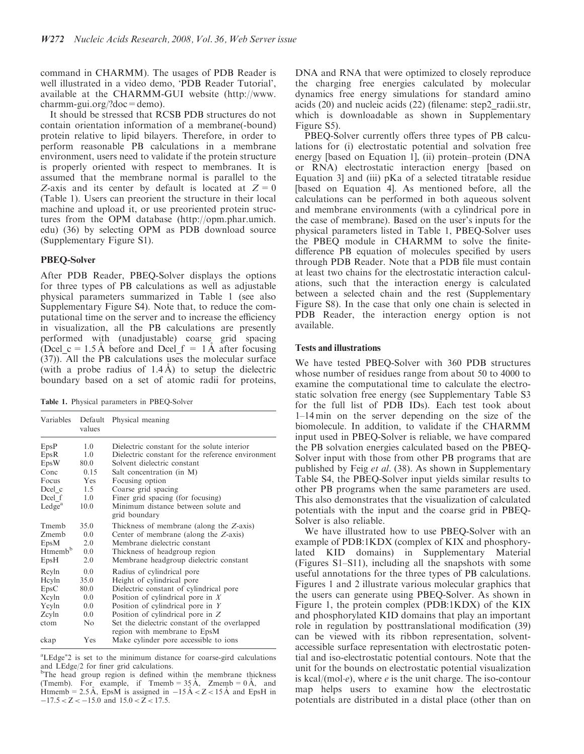command in CHARMM). The usages of PDB Reader is well illustrated in a video demo, 'PDB Reader Tutorial', available at the CHARMM-GUI website (http://www.charmm-gui.org/?doc=demo).

It should be stressed that RCSB PDB structures do not contain orientation information of a membrane(-bound) protein relative to lipid bilayers. Therefore, in order to perform reasonable PB calculations in a membrane environment, users need to validate if the protein structure is properly oriented with respect to membranes. It is assumed that the membrane normal is parallel to the $Z$-axis and its center by default is located at $Z = 0$ (Table 1). Users can preorient the structure in their local machine and upload it, or use preoriented protein structures from the OPM database (http://opm.phar.umich.edu) (36) by selecting OPM as PDB download source (Supplementary Figure S1).

### PBEQ-Solver

After PDB Reader, PBEQ-Solver displays the options for three types of PB calculations as well as adjustable physical parameters summarized in Table 1 (see also Supplementary Figure S4). Note that, to reduce the computational time on the server and to increase the efficiency in visualization, all the PB calculations are presently performed with (unadjustable) coarse grid spacing (Dcel_c = 1.5 Å before and Dcel_f = 1 Å after focusing (37)). All the PB calculations uses the molecular surface (with a probe radius of 1.4 Å) to setup the dielectric boundary based on a set of atomic radii for proteins, DNA and RNA that were optimized to closely reproduce the charging free energies calculated by molecular dynamics free energy simulations for standard amino acids (20) and nucleic acids (22) (filename: step2_radii.str, which is downloadable as shown in Supplementary Figure S5).

**Table 1.** Physical parameters in PBEQ-Solver

| Variables | Default values | Physical meaning |
|---|---|---|
| EpsP | 1.0 | Dielectric constant for the solute interior |
| EpsR | 1.0 | Dielectric constant for the reference environment |
| EpsW | 80.0 | Solvent dielectric constant |
| Conc | 0.15 | Salt concentration (in M) |
| Focus | Yes | Focusing option |
| Dcel_c | 1.5 | Coarse grid spacing |
| Dcel_f | 1.0 | Finer grid spacing (for focusing) |
| Ledge[a] | 10.0 | Minimum distance between solute and grid boundary |
| Tmemb | 35.0 | Thickness of membrane (along the $Z$-axis) |
| Zmemb | 0.0 | Center of membrane (along the $Z$-axis) |
| EpsM | 2.0 | Membrane dielectric constant |
| Htmemb[b] | 0.0 | Thickness of headgroup region |
| EpsH | 2.0 | Membrane headgroup dielectric constant |
| Rcyln | 0.0 | Radius of cylindrical pore |
| Hcyln | 35.0 | Height of cylindrical pore |
| EpsC | 80.0 | Dielectric constant of cylindrical pore |
| Xcyln | 0.0 | Position of cylindrical pore in $X$ |
| Ycyln | 0.0 | Position of cylindrical pore in $Y$ |
| Zcyln | 0.0 | Position of cylindrical pore in $Z$ |
| ctom | No | Set the dielectric constant of the overlapped region with membrane to EpsM |
| ckap | Yes | Make cylinder pore accessible to ions |

[a]LEdge*2 is set to the minimum distance for coarse-gird calculations and LEdge/2 for finer grid calculations.
[b]The head group region is defined within the membrane thickness (Tmemb). For example, if Tmemb = 35 Å, Zmemb = 0 Å, and Htmemb = 2.5 Å, EpsM is assigned in $-15$ Å $< Z <$ 15 Å and EpsH in $-17.5 < Z < -15.0$ and $15.0 < Z < 17.5$.

PBEQ-Solver currently offers three types of PB calculations for (i) electrostatic potential and solvation free energy [based on Equation 1], (ii) protein–protein (DNA or RNA) electrostatic interaction energy [based on Equation 3] and (iii) pKa of a selected titratable residue [based on Equation 4]. As mentioned before, all the calculations can be performed in both aqueous solvent and membrane environments (with a cylindrical pore in the case of membrane). Based on the user's inputs for the physical parameters listed in Table 1, PBEQ-Solver uses the PBEQ module in CHARMM to solve the finite-difference PB equation of molecules specified by users through PDB Reader. Note that a PDB file must contain at least two chains for the electrostatic interaction calculations, such that the interaction energy is calculated between a selected chain and the rest (Supplementary Figure S8). In the case that only one chain is selected in PDB Reader, the interaction energy option is not available.

### Tests and illustrations

We have tested PBEQ-Solver with 360 PDB structures whose number of residues range from about 50 to 4000 to examine the computational time to calculate the electrostatic solvation free energy (see Supplementary Table S3 for the full list of PDB IDs). Each test took about 1–14 min on the server depending on the size of the biomolecule. In addition, to validate if the CHARMM input used in PBEQ-Solver is reliable, we have compared the PB solvation energies calculated based on the PBEQ-Solver input with those from other PB programs that are published by Feig *et al.* (38). As shown in Supplementary Table S4, the PBEQ-Solver input yields similar results to other PB programs when the same parameters are used. This also demonstrates that the visualization of calculated potentials with the input and the coarse grid in PBEQ-Solver is also reliable.

We have illustrated how to use PBEQ-Solver with an example of PDB:1KDX (complex of KIX and phosphorylated KID domains) in Supplementary Material (Figures S1–S11), including all the snapshots with some useful annotations for the three types of PB calculations. Figures 1 and 2 illustrate various molecular graphics that the users can generate using PBEQ-Solver. As shown in Figure 1, the protein complex (PDB:1KDX) of the KIX and phosphorylated KID domains that play an important role in regulation by posttranslational modification (39) can be viewed with its ribbon representation, solvent-accessible surface representation with electrostatic potential and iso-electrostatic potential contours. Note that the unit for the bounds on electrostatic potential visualization is kcal/(mol·$e$), where $e$ is the unit charge. The iso-contour map helps users to examine how the electrostatic potentials are distributed in a distal place (other than on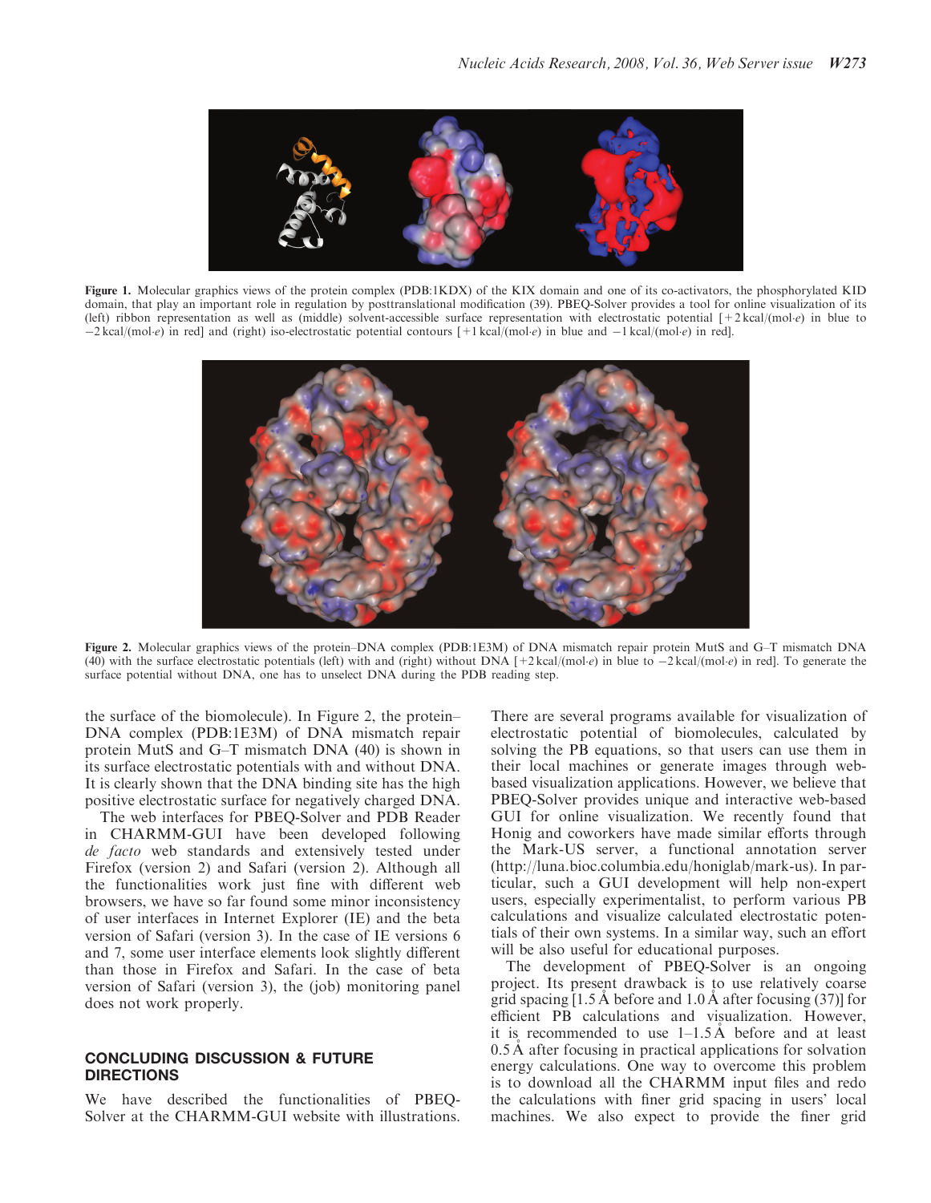Figure 1. Molecular graphics views of the protein complex (PDB:1KDX) of the KIX domain and one of its co-activators, the phosphorylated KID domain, that play an important role in regulation by posttranslational modification (39). PBEQ-Solver provides a tool for online visualization of its (left) ribbon representation as well as (middle) solvent-accessible surface representation with electrostatic potential [+2 kcal/(mol·*e*) in blue to −2 kcal/(mol·*e*) in red] and (right) iso-electrostatic potential contours [+1 kcal/(mol·*e*) in blue and −1 kcal/(mol·*e*) in red].

Figure 2. Molecular graphics views of the protein–DNA complex (PDB:1E3M) of DNA mismatch repair protein MutS and G–T mismatch DNA (40) with the surface electrostatic potentials (left) with and (right) without DNA [+2 kcal/(mol·*e*) in blue to −2 kcal/(mol·*e*) in red]. To generate the surface potential without DNA, one has to unselect DNA during the PDB reading step.

the surface of the biomolecule). In Figure 2, the protein–DNA complex (PDB:1E3M) of DNA mismatch repair protein MutS and G–T mismatch DNA (40) is shown in its surface electrostatic potentials with and without DNA. It is clearly shown that the DNA binding site has the high positive electrostatic surface for negatively charged DNA.

The web interfaces for PBEQ-Solver and PDB Reader in CHARMM-GUI have been developed following *de facto* web standards and extensively tested under Firefox (version 2) and Safari (version 2). Although all the functionalities work just fine with different web browsers, we have so far found some minor inconsistency of user interfaces in Internet Explorer (IE) and the beta version of Safari (version 3). In the case of IE versions 6 and 7, some user interface elements look slightly different than those in Firefox and Safari. In the case of beta version of Safari (version 3), the (job) monitoring panel does not work properly.

## CONCLUDING DISCUSSION & FUTURE DIRECTIONS

We have described the functionalities of PBEQ-Solver at the CHARMM-GUI website with illustrations. There are several programs available for visualization of electrostatic potential of biomolecules, calculated by solving the PB equations, so that users can use them in their local machines or generate images through web-based visualization applications. However, we believe that PBEQ-Solver provides unique and interactive web-based GUI for online visualization. We recently found that Honig and coworkers have made similar efforts through the Mark-US server, a functional annotation server (http://luna.bioc.columbia.edu/honiglab/mark-us). In particular, such a GUI development will help non-expert users, especially experimentalist, to perform various PB calculations and visualize calculated electrostatic potentials of their own systems. In a similar way, such an effort will be also useful for educational purposes.

The development of PBEQ-Solver is an ongoing project. Its present drawback is to use relatively coarse grid spacing [1.5 Å before and 1.0 Å after focusing (37)] for efficient PB calculations and visualization. However, it is recommended to use 1–1.5 Å before and at least 0.5 Å after focusing in practical applications for solvation energy calculations. One way to overcome this problem is to download all the CHARMM input files and redo the calculations with finer grid spacing in users' local machines. We also expect to provide the finer grid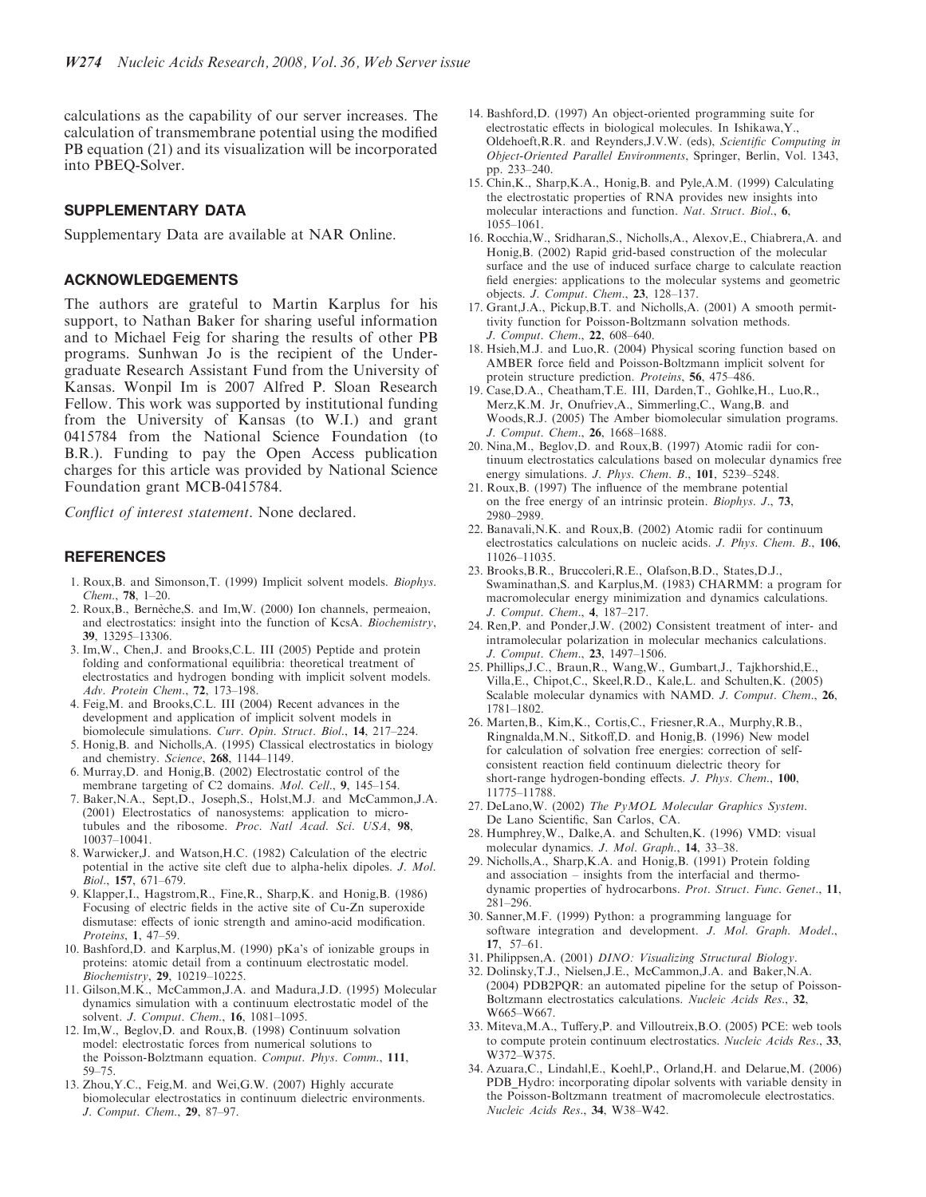calculations as the capability of our server increases. The calculation of transmembrane potential using the modified PB equation (21) and its visualization will be incorporated into PBEQ-Solver.

## SUPPLEMENTARY DATA

Supplementary Data are available at NAR Online.

## ACKNOWLEDGEMENTS

The authors are grateful to Martin Karplus for his support, to Nathan Baker for sharing useful information and to Michael Feig for sharing the results of other PB programs. Sunhwan Jo is the recipient of the Undergraduate Research Assistant Fund from the University of Kansas. Wonpil Im is 2007 Alfred P. Sloan Research Fellow. This work was supported by institutional funding from the University of Kansas (to W.I.) and grant 0415784 from the National Science Foundation (to B.R.). Funding to pay the Open Access publication charges for this article was provided by National Science Foundation grant MCB-0415784.

*Conflict of interest statement*. None declared.

## REFERENCES

1. Roux,B. and Simonson,T. (1999) Implicit solvent models. *Biophys. Chem.*, **78**, 1–20.
2. Roux,B., Bernèche,S. and Im,W. (2000) Ion channels, permeaion, and electrostatics: insight into the function of KcsA. *Biochemistry*, **39**, 13295–13306.
3. Im,W., Chen,J. and Brooks,C.L. III (2005) Peptide and protein folding and conformational equilibria: theoretical treatment of electrostatics and hydrogen bonding with implicit solvent models. *Adv. Protein Chem.*, **72**, 173–198.
4. Feig,M. and Brooks,C.L. III (2004) Recent advances in the development and application of implicit solvent models in biomolecule simulations. *Curr. Opin. Struct. Biol.*, **14**, 217–224.
5. Honig,B. and Nicholls,A. (1995) Classical electrostatics in biology and chemistry. *Science*, **268**, 1144–1149.
6. Murray,D. and Honig,B. (2002) Electrostatic control of the membrane targeting of C2 domains. *Mol. Cell.*, **9**, 145–154.
7. Baker,N.A., Sept,D., Joseph,S., Holst,M.J. and McCammon,J.A. (2001) Electrostatics of nanosystems: application to microtubules and the ribosome. *Proc. Natl Acad. Sci. USA*, **98**, 10037–10041.
8. Warwicker,J. and Watson,H.C. (1982) Calculation of the electric potential in the active site cleft due to alpha-helix dipoles. *J. Mol. Biol.*, **157**, 671–679.
9. Klapper,I., Hagstrom,R., Fine,R., Sharp,K. and Honig,B. (1986) Focusing of electric fields in the active site of Cu-Zn superoxide dismutase: effects of ionic strength and amino-acid modification. *Proteins*, **1**, 47–59.
10. Bashford,D. and Karplus,M. (1990) pKa's of ionizable groups in proteins: atomic detail from a continuum electrostatic model. *Biochemistry*, **29**, 10219–10225.
11. Gilson,M.K., McCammon,J.A. and Madura,J.D. (1995) Molecular dynamics simulation with a continuum electrostatic model of the solvent. *J. Comput. Chem.*, **16**, 1081–1095.
12. Im,W., Beglov,D. and Roux,B. (1998) Continuum solvation model: electrostatic forces from numerical solutions to the Poisson-Bolztmann equation. *Comput. Phys. Comm.*, **111**, 59–75.
13. Zhou,Y.C., Feig,M. and Wei,G.W. (2007) Highly accurate biomolecular electrostatics in continuum dielectric environments. *J. Comput. Chem.*, **29**, 87–97.
14. Bashford,D. (1997) An object-oriented programming suite for electrostatic effects in biological molecules. In Ishikawa,Y., Oldehoeft,R.R. and Reynders,J.V.W. (eds), *Scientific Computing in Object-Oriented Parallel Environments*, Springer, Berlin, Vol. 1343, pp. 233–240.
15. Chin,K., Sharp,K.A., Honig,B. and Pyle,A.M. (1999) Calculating the electrostatic properties of RNA provides new insights into molecular interactions and function. *Nat. Struct. Biol.*, **6**, 1055–1061.
16. Rocchia,W., Sridharan,S., Nicholls,A., Alexov,E., Chiabrera,A. and Honig,B. (2002) Rapid grid-based construction of the molecular surface and the use of induced surface charge to calculate reaction field energies: applications to the molecular systems and geometric objects. *J. Comput. Chem.*, **23**, 128–137.
17. Grant,J.A., Pickup,B.T. and Nicholls,A. (2001) A smooth permittivity function for Poisson-Boltzmann solvation methods. *J. Comput. Chem.*, **22**, 608–640.
18. Hsieh,M.J. and Luo,R. (2004) Physical scoring function based on AMBER force field and Poisson-Boltzmann implicit solvent for protein structure prediction. *Proteins*, **56**, 475–486.
19. Case,D.A., Cheatham,T.E. III, Darden,T., Gohlke,H., Luo,R., Merz,K.M. Jr, Onufriev,A., Simmerling,C., Wang,B. and Woods,R.J. (2005) The Amber biomolecular simulation programs. *J. Comput. Chem.*, **26**, 1668–1688.
20. Nina,M., Beglov,D. and Roux,B. (1997) Atomic radii for continuum electrostatics calculations based on molecular dynamics free energy simulations. *J. Phys. Chem. B.*, **101**, 5239–5248.
21. Roux,B. (1997) The influence of the membrane potential on the free energy of an intrinsic protein. *Biophys. J.*, **73**, 2980–2989.
22. Banavali,N.K. and Roux,B. (2002) Atomic radii for continuum electrostatics calculations on nucleic acids. *J. Phys. Chem. B.*, **106**, 11026–11035.
23. Brooks,B.R., Bruccoleri,R.E., Olafson,B.D., States,D.J., Swaminathan,S. and Karplus,M. (1983) CHARMM: a program for macromolecular energy minimization and dynamics calculations. *J. Comput. Chem.*, **4**, 187–217.
24. Ren,P. and Ponder,J.W. (2002) Consistent treatment of inter- and intramolecular polarization in molecular mechanics calculations. *J. Comput. Chem.*, **23**, 1497–1506.
25. Phillips,J.C., Braun,R., Wang,W., Gumbart,J., Tajkhorshid,E., Villa,E., Chipot,C., Skeel,R.D., Kale,L. and Schulten,K. (2005) Scalable molecular dynamics with NAMD. *J. Comput. Chem.*, **26**, 1781–1802.
26. Marten,B., Kim,K., Cortis,C., Friesner,R.A., Murphy,R.B., Ringnalda,M.N., Sitkoff,D. and Honig,B. (1996) New model for calculation of solvation free energies: correction of self-consistent reaction field continuum dielectric theory for short-range hydrogen-bonding effects. *J. Phys. Chem.*, **100**, 11775–11788.
27. DeLano,W. (2002) *The PyMOL Molecular Graphics System*. De Lano Scientific, San Carlos, CA.
28. Humphrey,W., Dalke,A. and Schulten,K. (1996) VMD: visual molecular dynamics. *J. Mol. Graph.*, **14**, 33–38.
29. Nicholls,A., Sharp,K.A. and Honig,B. (1991) Protein folding and association – insights from the interfacial and thermodynamic properties of hydrocarbons. *Prot. Struct. Func. Genet.*, **11**, 281–296.
30. Sanner,M.F. (1999) Python: a programming language for software integration and development. *J. Mol. Graph. Model.*, **17**, 57–61.
31. Philippsen,A. (2001) *DINO: Visualizing Structural Biology*.
32. Dolinsky,T.J., Nielsen,J.E., McCammon,J.A. and Baker,N.A. (2004) PDB2PQR: an automated pipeline for the setup of Poisson-Boltzmann electrostatics calculations. *Nucleic Acids Res.*, **32**, W665–W667.
33. Miteva,M.A., Tuffery,P. and Villoutreix,B.O. (2005) PCE: web tools to compute protein continuum electrostatics. *Nucleic Acids Res.*, **33**, W372–W375.
34. Azuara,C., Lindahl,E., Koehl,P., Orland,H. and Delarue,M. (2006) PDB_Hydro: incorporating dipolar solvents with variable density in the Poisson-Boltzmann treatment of macromolecule electrostatics. *Nucleic Acids Res.*, **34**, W38–W42.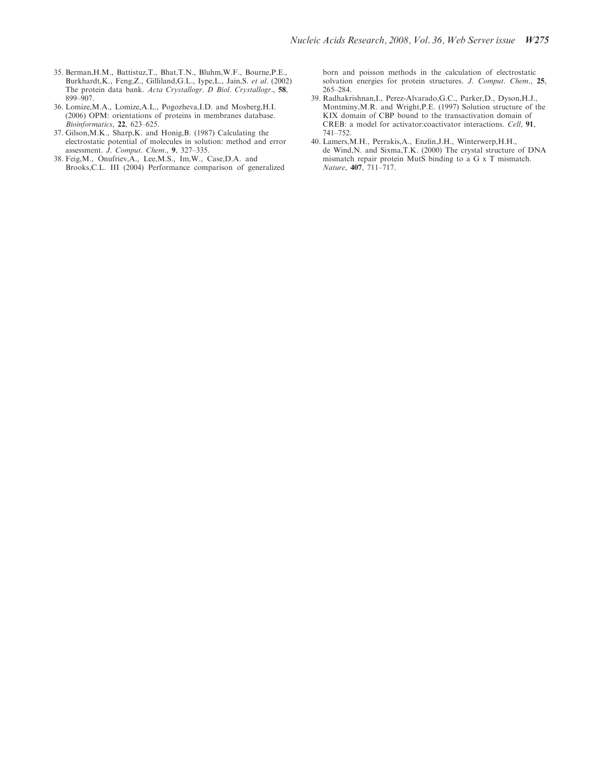35. Berman,H.M., Battistuz,T., Bhat,T.N., Bluhm,W.F., Bourne,P.E., Burkhardt,K., Feng,Z., Gilliland,G.L., Iype,L., Jain,S. *et al.* (2002) The protein data bank. *Acta Crystallogr. D Biol. Crystallogr.*, **58**, 899–907.
36. Lomize,M.A., Lomize,A.L., Pogozheva,I.D. and Mosberg,H.I. (2006) OPM: orientations of proteins in membranes database. *Bioinformatics*, **22**, 623–625.
37. Gilson,M.K., Sharp,K. and Honig,B. (1987) Calculating the electrostatic potential of molecules in solution: method and error assessment. *J. Comput. Chem.*, **9**, 327–335.
38. Feig,M., Onufriev,A., Lee,M.S., Im,W., Case,D.A. and Brooks,C.L. III (2004) Performance comparison of generalized born and poisson methods in the calculation of electrostatic solvation energies for protein structures. *J. Comput. Chem.*, **25**, 265–284.
39. Radhakrishnan,I., Perez-Alvarado,G.C., Parker,D., Dyson,H.J., Montminy,M.R. and Wright,P.E. (1997) Solution structure of the KIX domain of CBP bound to the transactivation domain of CREB: a model for activator:coactivator interactions. *Cell*, **91**, 741–752.
40. Lamers,M.H., Perrakis,A., Enzlin,J.H., Winterwerp,H.H., de Wind,N. and Sixma,T.K. (2000) The crystal structure of DNA mismatch repair protein MutS binding to a G x T mismatch. *Nature*, **407**, 711–717.